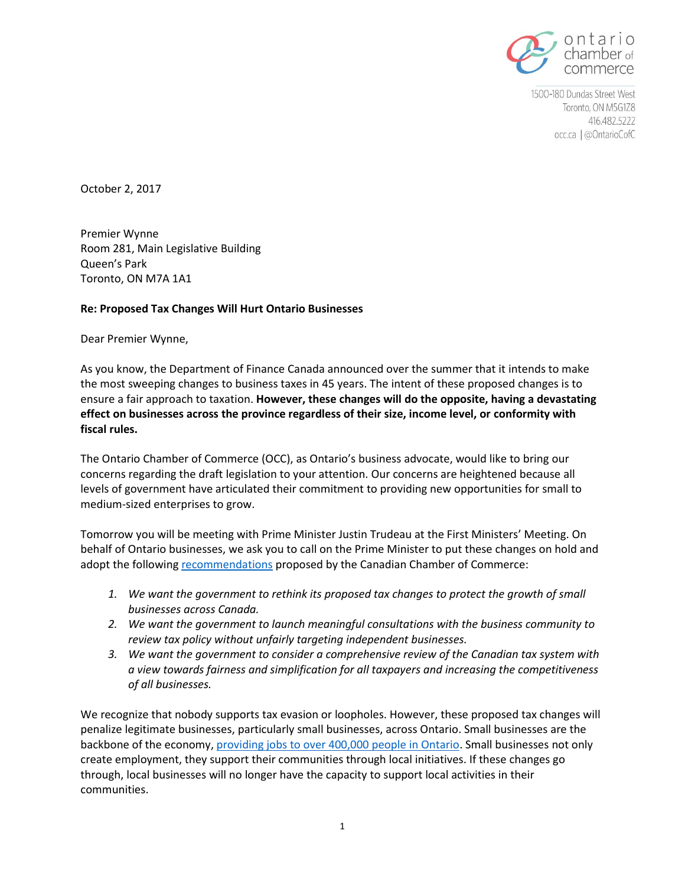ontario chamber of commerce

1500-180 Dundas Street West
Toronto, ON M5G1Z8
416.482.5222
occ.ca | @OntarioCofC

October 2, 2017

Premier Wynne
Room 281, Main Legislative Building
Queen's Park
Toronto, ON M7A 1A1

**Re: Proposed Tax Changes Will Hurt Ontario Businesses**

Dear Premier Wynne,

As you know, the Department of Finance Canada announced over the summer that it intends to make the most sweeping changes to business taxes in 45 years. The intent of these proposed changes is to ensure a fair approach to taxation. **However, these changes will do the opposite, having a devastating effect on businesses across the province regardless of their size, income level, or conformity with fiscal rules.**

The Ontario Chamber of Commerce (OCC), as Ontario's business advocate, would like to bring our concerns regarding the draft legislation to your attention. Our concerns are heightened because all levels of government have articulated their commitment to providing new opportunities for small to medium-sized enterprises to grow.

Tomorrow you will be meeting with Prime Minister Justin Trudeau at the First Ministers' Meeting. On behalf of Ontario businesses, we ask you to call on the Prime Minister to put these changes on hold and adopt the following recommendations proposed by the Canadian Chamber of Commerce:

1. *We want the government to rethink its proposed tax changes to protect the growth of small businesses across Canada.*
2. *We want the government to launch meaningful consultations with the business community to review tax policy without unfairly targeting independent businesses.*
3. *We want the government to consider a comprehensive review of the Canadian tax system with a view towards fairness and simplification for all taxpayers and increasing the competitiveness of all businesses.*

We recognize that nobody supports tax evasion or loopholes. However, these proposed tax changes will penalize legitimate businesses, particularly small businesses, across Ontario. Small businesses are the backbone of the economy, providing jobs to over 400,000 people in Ontario. Small businesses not only create employment, they support their communities through local initiatives. If these changes go through, local businesses will no longer have the capacity to support local activities in their communities.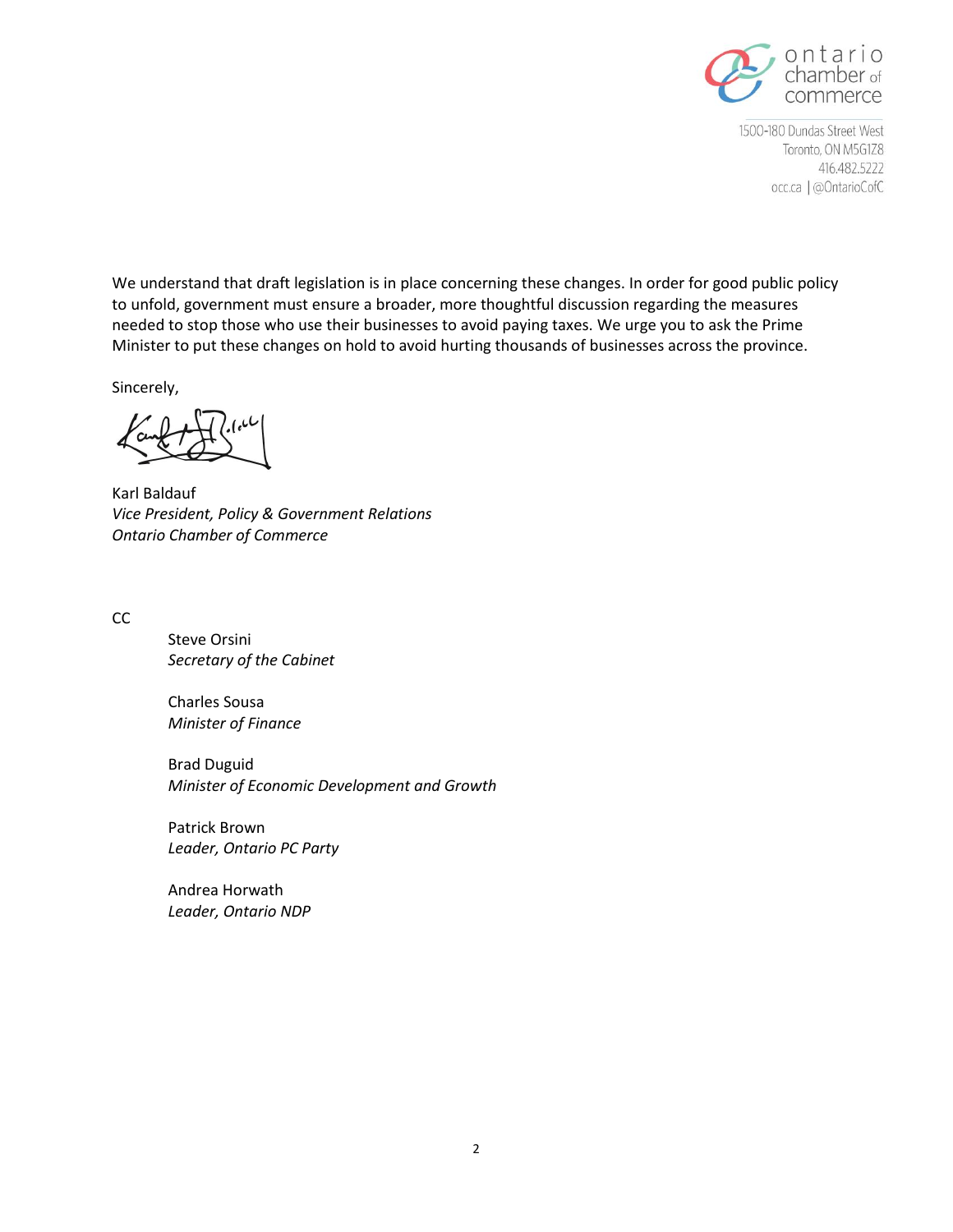ontario chamber of commerce
1500-180 Dundas Street West
Toronto, ON M5G1Z8
416.482.5222
occ.ca | @OntarioCofC

We understand that draft legislation is in place concerning these changes. In order for good public policy to unfold, government must ensure a broader, more thoughtful discussion regarding the measures needed to stop those who use their businesses to avoid paying taxes. We urge you to ask the Prime Minister to put these changes on hold to avoid hurting thousands of businesses across the province.

Sincerely,

Karl Baldauf
*Vice President, Policy & Government Relations*
*Ontario Chamber of Commerce*

CC

Steve Orsini
*Secretary of the Cabinet*

Charles Sousa
*Minister of Finance*

Brad Duguid
*Minister of Economic Development and Growth*

Patrick Brown
*Leader, Ontario PC Party*

Andrea Horwath
*Leader, Ontario NDP*